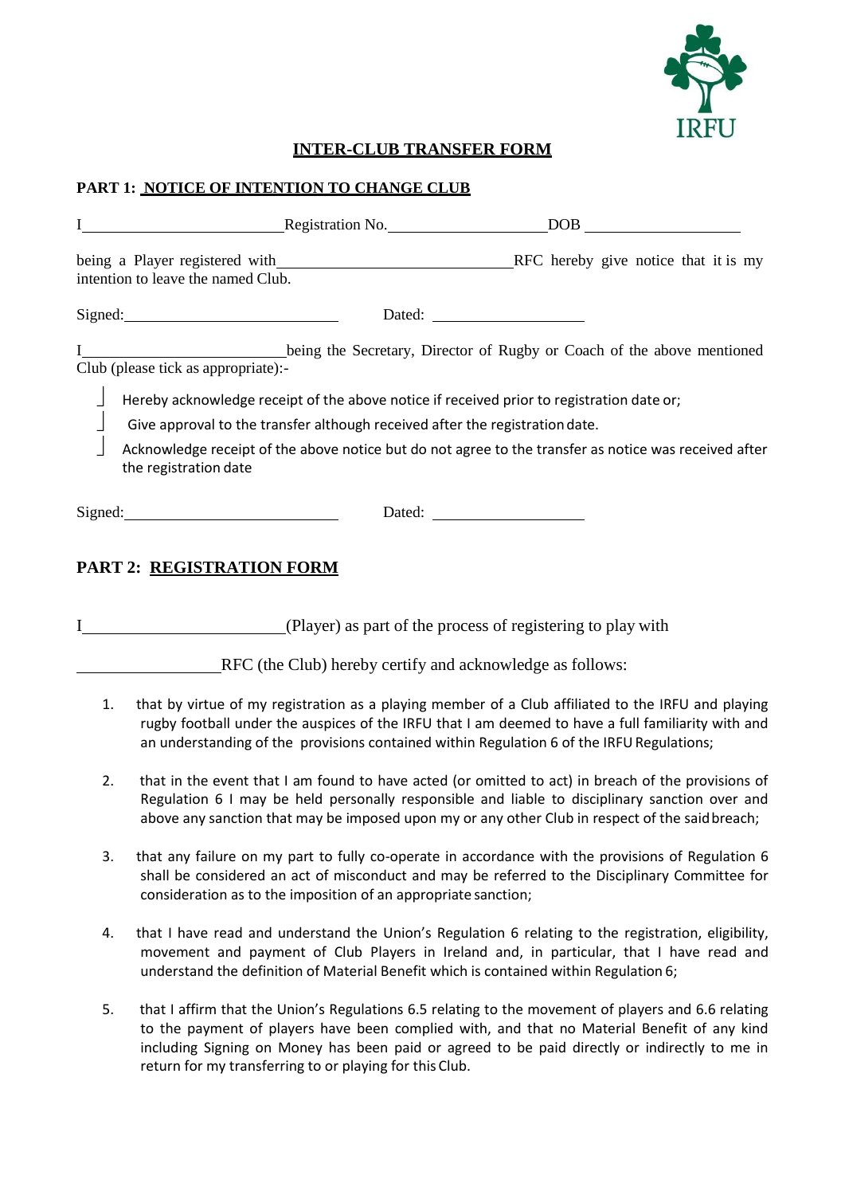IRFU

# INTER-CLUB TRANSFER FORM

## PART 1: NOTICE OF INTENTION TO CHANGE CLUB

I\_\_\_\_\_\_\_\_\_\_\_\_\_\_\_\_\_\_\_\_\_\_\_\_\_\_ Registration No.\_\_\_\_\_\_\_\_\_\_\_\_\_\_\_\_\_\_\_\_ DOB \_\_\_\_\_\_\_\_\_\_\_\_\_\_\_\_\_\_\_\_

being a Player registered with\_\_\_\_\_\_\_\_\_\_\_\_\_\_\_\_\_\_\_\_\_\_\_\_\_\_\_\_\_\_\_ RFC hereby give notice that it is my intention to leave the named Club.

Signed:\_\_\_\_\_\_\_\_\_\_\_\_\_\_\_\_\_\_\_\_\_\_\_\_\_\_\_\_ Dated: \_\_\_\_\_\_\_\_\_\_\_\_\_\_\_\_\_\_\_\_

I\_\_\_\_\_\_\_\_\_\_\_\_\_\_\_\_\_\_\_\_\_\_\_\_\_\_ being the Secretary, Director of Rugby or Coach of the above mentioned Club (please tick as appropriate):-

- ☐ Hereby acknowledge receipt of the above notice if received prior to registration date or;
- ☐ Give approval to the transfer although received after the registration date.
- ☐ Acknowledge receipt of the above notice but do not agree to the transfer as notice was received after the registration date

Signed:\_\_\_\_\_\_\_\_\_\_\_\_\_\_\_\_\_\_\_\_\_\_\_\_\_\_\_\_ Dated: \_\_\_\_\_\_\_\_\_\_\_\_\_\_\_\_\_\_\_\_

## PART 2: REGISTRATION FORM

I\_\_\_\_\_\_\_\_\_\_\_\_\_\_\_\_\_\_\_\_\_\_\_\_\_\_ (Player) as part of the process of registering to play with

\_\_\_\_\_\_\_\_\_\_\_\_\_\_\_\_\_\_\_ RFC (the Club) hereby certify and acknowledge as follows:

1. that by virtue of my registration as a playing member of a Club affiliated to the IRFU and playing rugby football under the auspices of the IRFU that I am deemed to have a full familiarity with and an understanding of the provisions contained within Regulation 6 of the IRFU Regulations;

2. that in the event that I am found to have acted (or omitted to act) in breach of the provisions of Regulation 6 I may be held personally responsible and liable to disciplinary sanction over and above any sanction that may be imposed upon my or any other Club in respect of the said breach;

3. that any failure on my part to fully co-operate in accordance with the provisions of Regulation 6 shall be considered an act of misconduct and may be referred to the Disciplinary Committee for consideration as to the imposition of an appropriate sanction;

4. that I have read and understand the Union's Regulation 6 relating to the registration, eligibility, movement and payment of Club Players in Ireland and, in particular, that I have read and understand the definition of Material Benefit which is contained within Regulation 6;

5. that I affirm that the Union's Regulations 6.5 relating to the movement of players and 6.6 relating to the payment of players have been complied with, and that no Material Benefit of any kind including Signing on Money has been paid or agreed to be paid directly or indirectly to me in return for my transferring to or playing for this Club.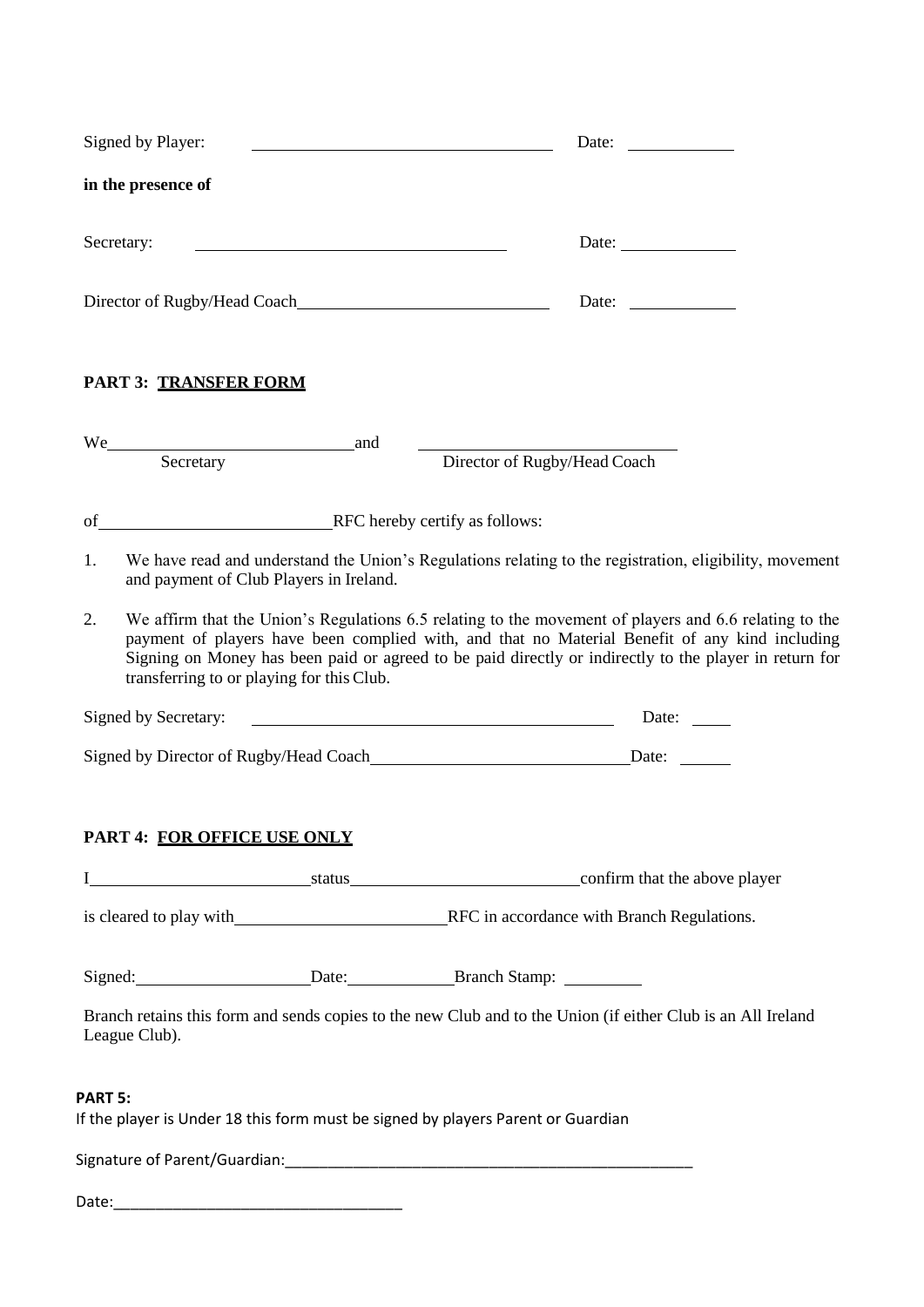Signed by Player: \_\_\_\_\_\_\_\_\_\_\_\_\_\_\_\_\_\_\_\_\_\_\_\_\_\_\_\_\_\_ Date: \_\_\_\_\_\_\_\_\_\_

**in the presence of**

Secretary: \_\_\_\_\_\_\_\_\_\_\_\_\_\_\_\_\_\_\_\_\_\_\_\_\_\_\_\_\_\_ Date: \_\_\_\_\_\_\_\_\_\_

Director of Rugby/Head Coach \_\_\_\_\_\_\_\_\_\_\_\_\_\_\_\_\_\_\_\_\_\_\_\_\_\_ Date: \_\_\_\_\_\_\_\_\_\_

## PART 3: TRANSFER FORM

We \_\_\_\_\_\_\_\_\_\_\_\_\_\_\_\_\_\_\_\_\_\_\_\_\_\_ and \_\_\_\_\_\_\_\_\_\_\_\_\_\_\_\_\_\_\_\_\_\_\_\_\_\_
Secretary                    Director of Rugby/Head Coach

of \_\_\_\_\_\_\_\_\_\_\_\_\_\_\_\_\_\_\_\_\_\_\_\_\_\_ RFC hereby certify as follows:

1. We have read and understand the Union's Regulations relating to the registration, eligibility, movement and payment of Club Players in Ireland.
2. We affirm that the Union's Regulations 6.5 relating to the movement of players and 6.6 relating to the payment of players have been complied with, and that no Material Benefit of any kind including Signing on Money has been paid or agreed to be paid directly or indirectly to the player in return for transferring to or playing for this Club.

Signed by Secretary: \_\_\_\_\_\_\_\_\_\_\_\_\_\_\_\_\_\_\_\_\_\_\_\_\_\_\_\_\_\_ Date: \_\_\_\_\_

Signed by Director of Rugby/Head Coach \_\_\_\_\_\_\_\_\_\_\_\_\_\_\_\_\_\_\_\_\_\_\_\_\_\_ Date: \_\_\_\_\_

## PART 4: FOR OFFICE USE ONLY

I \_\_\_\_\_\_\_\_\_\_\_\_\_\_\_\_\_\_\_\_ status \_\_\_\_\_\_\_\_\_\_\_\_\_\_\_\_\_\_\_\_ confirm that the above player is cleared to play with \_\_\_\_\_\_\_\_\_\_\_\_\_\_\_\_\_\_\_\_ RFC in accordance with Branch Regulations.

Signed: \_\_\_\_\_\_\_\_\_\_\_\_\_\_\_ Date: \_\_\_\_\_\_\_\_\_\_ Branch Stamp: \_\_\_\_\_\_\_\_

Branch retains this form and sends copies to the new Club and to the Union (if either Club is an All Ireland League Club).

**PART 5:**

If the player is Under 18 this form must be signed by players Parent or Guardian

Signature of Parent/Guardian:\_\_\_\_\_\_\_\_\_\_\_\_\_\_\_\_\_\_\_\_\_\_\_\_\_\_\_\_\_\_\_\_\_\_\_\_\_\_\_\_\_\_\_\_\_\_\_\_\_\_

Date:\_\_\_\_\_\_\_\_\_\_\_\_\_\_\_\_\_\_\_\_\_\_\_\_\_\_\_\_\_\_\_\_\_\_